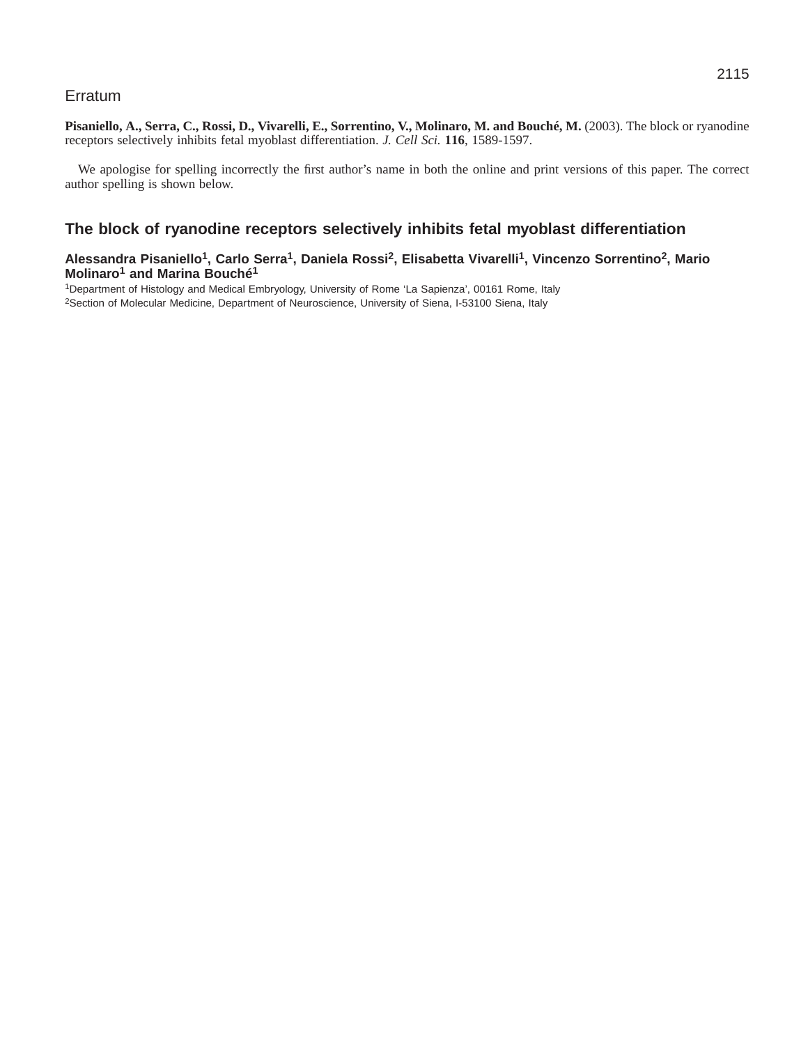## Erratum

**Pisaniello, A., Serra, C., Rossi, D., Vivarelli, E., Sorrentino, V., Molinaro, M. and Bouché, M.** (2003). The block or ryanodine receptors selectively inhibits fetal myoblast differentiation. *J. Cell Sci.* **116**, 1589-1597.

We apologise for spelling incorrectly the first author's name in both the online and print versions of this paper. The correct author spelling is shown below.

## The block of ryanodine receptors selectively inhibits fetal myoblast differentiation

**Alessandra Pisaniello[1], Carlo Serra[1], Daniela Rossi[2], Elisabetta Vivarelli[1], Vincenzo Sorrentino[2], Mario Molinaro[1] and Marina Bouché[1]**

[1]Department of Histology and Medical Embryology, University of Rome 'La Sapienza', 00161 Rome, Italy
[2]Section of Molecular Medicine, Department of Neuroscience, University of Siena, I-53100 Siena, Italy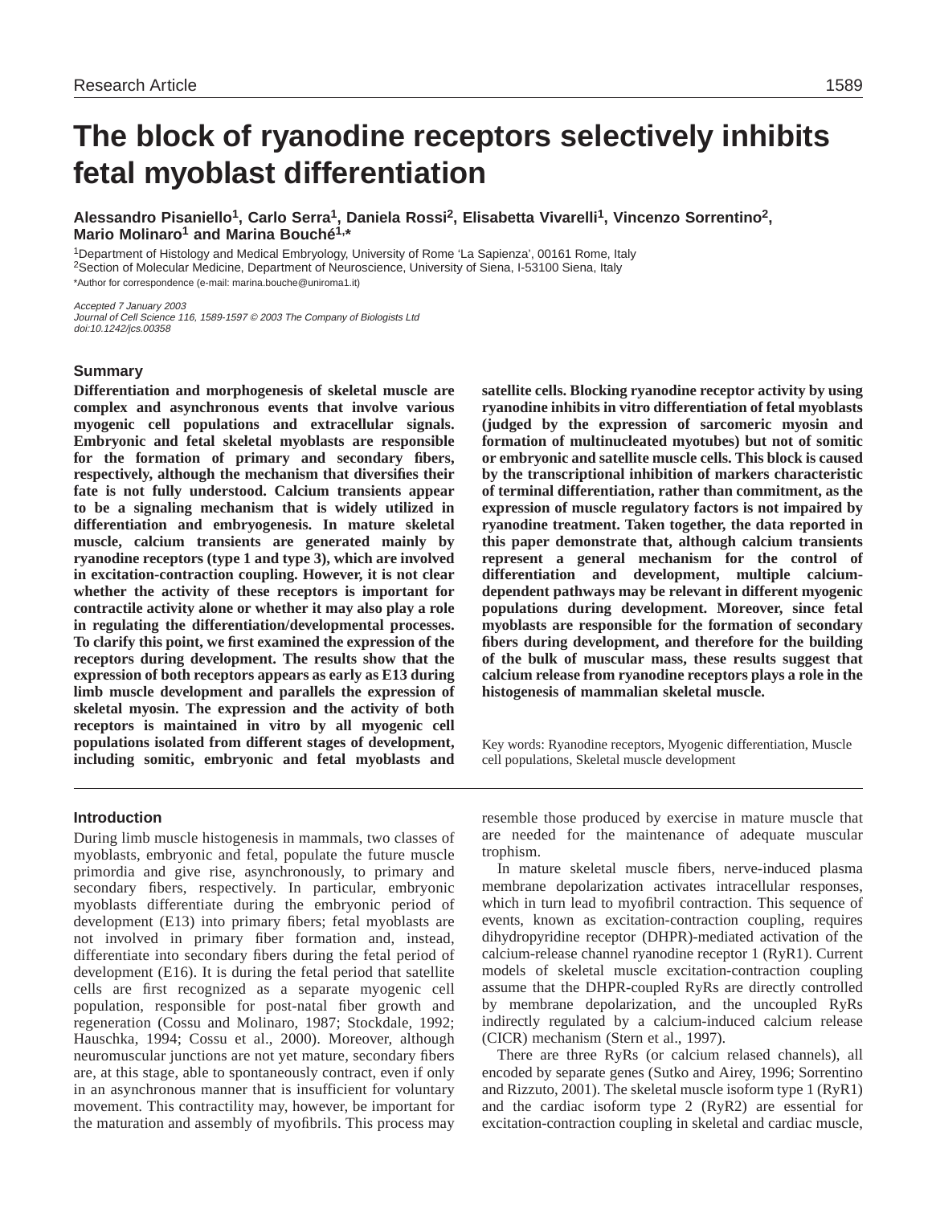# The block of ryanodine receptors selectively inhibits fetal myoblast differentiation

**Alessandro Pisaniello[1], Carlo Serra[1], Daniela Rossi[2], Elisabetta Vivarelli[1], Vincenzo Sorrentino[2], Mario Molinaro[1] and Marina Bouché[1,*]**

[1]Department of Histology and Medical Embryology, University of Rome 'La Sapienza', 00161 Rome, Italy
[2]Section of Molecular Medicine, Department of Neuroscience, University of Siena, I-53100 Siena, Italy
*Author for correspondence (e-mail: marina.bouche@uniroma1.it)

*Accepted 7 January 2003*
*Journal of Cell Science 116, 1589-1597 © 2003 The Company of Biologists Ltd*
*doi:10.1242/jcs.00358*

## Summary

**Differentiation and morphogenesis of skeletal muscle are complex and asynchronous events that involve various myogenic cell populations and extracellular signals. Embryonic and fetal skeletal myoblasts are responsible for the formation of primary and secondary fibers, respectively, although the mechanism that diversifies their fate is not fully understood. Calcium transients appear to be a signaling mechanism that is widely utilized in differentiation and embryogenesis. In mature skeletal muscle, calcium transients are generated mainly by ryanodine receptors (type 1 and type 3), which are involved in excitation-contraction coupling. However, it is not clear whether the activity of these receptors is important for contractile activity alone or whether it may also play a role in regulating the differentiation/developmental processes. To clarify this point, we first examined the expression of the receptors during development. The results show that the expression of both receptors appears as early as E13 during limb muscle development and parallels the expression of skeletal myosin. The expression and the activity of both receptors is maintained in vitro by all myogenic cell populations isolated from different stages of development, including somitic, embryonic and fetal myoblasts and satellite cells. Blocking ryanodine receptor activity by using ryanodine inhibits in vitro differentiation of fetal myoblasts (judged by the expression of sarcomeric myosin and formation of multinucleated myotubes) but not of somitic or embryonic and satellite muscle cells. This block is caused by the transcriptional inhibition of markers characteristic of terminal differentiation, rather than commitment, as the expression of muscle regulatory factors is not impaired by ryanodine treatment. Taken together, the data reported in this paper demonstrate that, although calcium transients represent a general mechanism for the control of differentiation and development, multiple calcium-dependent pathways may be relevant in different myogenic populations during development. Moreover, since fetal myoblasts are responsible for the formation of secondary fibers during development, and therefore for the building of the bulk of muscular mass, these results suggest that calcium release from ryanodine receptors plays a role in the histogenesis of mammalian skeletal muscle.**

Key words: Ryanodine receptors, Myogenic differentiation, Muscle cell populations, Skeletal muscle development

## Introduction

During limb muscle histogenesis in mammals, two classes of myoblasts, embryonic and fetal, populate the future muscle primordia and give rise, asynchronously, to primary and secondary fibers, respectively. In particular, embryonic myoblasts differentiate during the embryonic period of development (E13) into primary fibers; fetal myoblasts are not involved in primary fiber formation and, instead, differentiate into secondary fibers during the fetal period of development (E16). It is during the fetal period that satellite cells are first recognized as a separate myogenic cell population, responsible for post-natal fiber growth and regeneration (Cossu and Molinaro, 1987; Stockdale, 1992; Hauschka, 1994; Cossu et al., 2000). Moreover, although neuromuscular junctions are not yet mature, secondary fibers are, at this stage, able to spontaneously contract, even if only in an asynchronous manner that is insufficient for voluntary movement. This contractility may, however, be important for the maturation and assembly of myofibrils. This process may resemble those produced by exercise in mature muscle that are needed for the maintenance of adequate muscular trophism.

In mature skeletal muscle fibers, nerve-induced plasma membrane depolarization activates intracellular responses, which in turn lead to myofibril contraction. This sequence of events, known as excitation-contraction coupling, requires dihydropyridine receptor (DHPR)-mediated activation of the calcium-release channel ryanodine receptor 1 (RyR1). Current models of skeletal muscle excitation-contraction coupling assume that the DHPR-coupled RyRs are directly controlled by membrane depolarization, and the uncoupled RyRs indirectly regulated by a calcium-induced calcium release (CICR) mechanism (Stern et al., 1997).

There are three RyRs (or calcium relased channels), all encoded by separate genes (Sutko and Airey, 1996; Sorrentino and Rizzuto, 2001). The skeletal muscle isoform type 1 (RyR1) and the cardiac isoform type 2 (RyR2) are essential for excitation-contraction coupling in skeletal and cardiac muscle,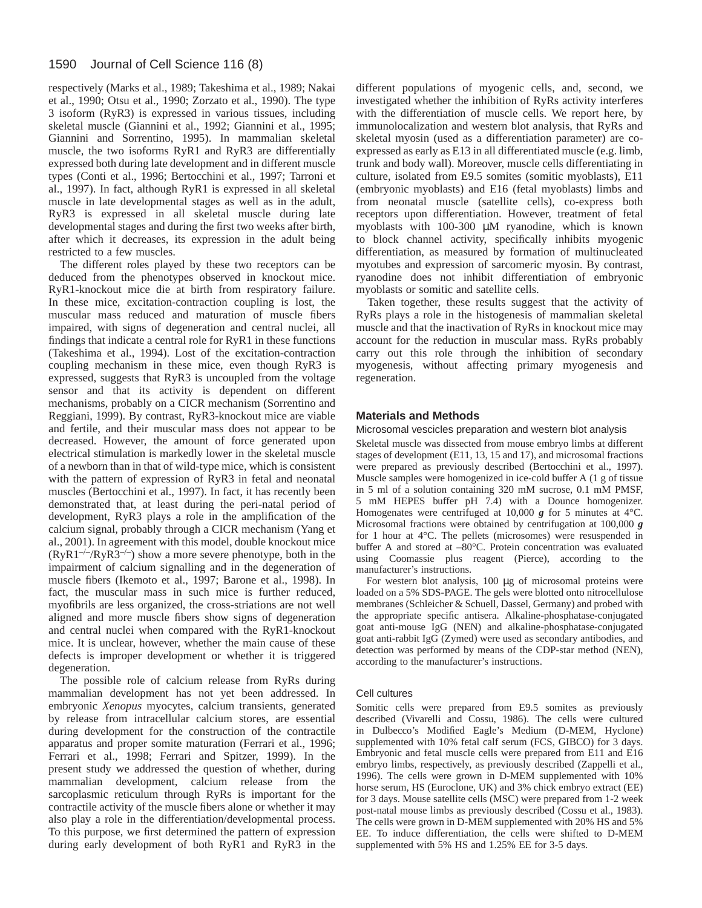respectively (Marks et al., 1989; Takeshima et al., 1989; Nakai et al., 1990; Otsu et al., 1990; Zorzato et al., 1990). The type 3 isoform (RyR3) is expressed in various tissues, including skeletal muscle (Giannini et al., 1992; Giannini et al., 1995; Giannini and Sorrentino, 1995). In mammalian skeletal muscle, the two isoforms RyR1 and RyR3 are differentially expressed both during late development and in different muscle types (Conti et al., 1996; Bertocchini et al., 1997; Tarroni et al., 1997). In fact, although RyR1 is expressed in all skeletal muscle in late developmental stages as well as in the adult, RyR3 is expressed in all skeletal muscle during late developmental stages and during the first two weeks after birth, after which it decreases, its expression in the adult being restricted to a few muscles.

The different roles played by these two receptors can be deduced from the phenotypes observed in knockout mice. RyR1-knockout mice die at birth from respiratory failure. In these mice, excitation-contraction coupling is lost, the muscular mass reduced and maturation of muscle fibers impaired, with signs of degeneration and central nuclei, all findings that indicate a central role for RyR1 in these functions (Takeshima et al., 1994). Lost of the excitation-contraction coupling mechanism in these mice, even though RyR3 is expressed, suggests that RyR3 is uncoupled from the voltage sensor and that its activity is dependent on different mechanisms, probably on a CICR mechanism (Sorrentino and Reggiani, 1999). By contrast, RyR3-knockout mice are viable and fertile, and their muscular mass does not appear to be decreased. However, the amount of force generated upon electrical stimulation is markedly lower in the skeletal muscle of a newborn than in that of wild-type mice, which is consistent with the pattern of expression of RyR3 in fetal and neonatal muscles (Bertocchini et al., 1997). In fact, it has recently been demonstrated that, at least during the peri-natal period of development, RyR3 plays a role in the amplification of the calcium signal, probably through a CICR mechanism (Yang et al., 2001). In agreement with this model, double knockout mice ($RyR1^{-/-}$/$RyR3^{-/-}$) show a more severe phenotype, both in the impairment of calcium signalling and in the degeneration of muscle fibers (Ikemoto et al., 1997; Barone et al., 1998). In fact, the muscular mass in such mice is further reduced, myofibrils are less organized, the cross-striations are not well aligned and more muscle fibers show signs of degeneration and central nuclei when compared with the RyR1-knockout mice. It is unclear, however, whether the main cause of these defects is improper development or whether it is triggered degeneration.

The possible role of calcium release from RyRs during mammalian development has not yet been addressed. In embryonic *Xenopus* myocytes, calcium transients, generated by release from intracellular calcium stores, are essential during development for the construction of the contractile apparatus and proper somite maturation (Ferrari et al., 1996; Ferrari et al., 1998; Ferrari and Spitzer, 1999). In the present study we addressed the question of whether, during mammalian development, calcium release from the sarcoplasmic reticulum through RyRs is important for the contractile activity of the muscle fibers alone or whether it may also play a role in the differentiation/developmental process. To this purpose, we first determined the pattern of expression during early development of both RyR1 and RyR3 in the different populations of myogenic cells, and, second, we investigated whether the inhibition of RyRs activity interferes with the differentiation of muscle cells. We report here, by immunolocalization and western blot analysis, that RyRs and skeletal myosin (used as a differentiation parameter) are co-expressed as early as E13 in all differentiated muscle (e.g. limb, trunk and body wall). Moreover, muscle cells differentiating in culture, isolated from E9.5 somites (somitic myoblasts), E11 (embryonic myoblasts) and E16 (fetal myoblasts) limbs and from neonatal muscle (satellite cells), co-express both receptors upon differentiation. However, treatment of fetal myoblasts with 100-300 μM ryanodine, which is known to block channel activity, specifically inhibits myogenic differentiation, as measured by formation of multinucleated myotubes and expression of sarcomeric myosin. By contrast, ryanodine does not inhibit differentiation of embryonic myoblasts or somitic and satellite cells.

Taken together, these results suggest that the activity of RyRs plays a role in the histogenesis of mammalian skeletal muscle and that the inactivation of RyRs in knockout mice may account for the reduction in muscular mass. RyRs probably carry out this role through the inhibition of secondary myogenesis, without affecting primary myogenesis and regeneration.

## Materials and Methods

### Microsomal vescicles preparation and western blot analysis

Skeletal muscle was dissected from mouse embryo limbs at different stages of development (E11, 13, 15 and 17), and microsomal fractions were prepared as previously described (Bertocchini et al., 1997). Muscle samples were homogenized in ice-cold buffer A (1 g of tissue in 5 ml of a solution containing 320 mM sucrose, 0.1 mM PMSF, 5 mM HEPES buffer pH 7.4) with a Dounce homogenizer. Homogenates were centrifuged at 10,000 ***g*** for 5 minutes at 4°C. Microsomal fractions were obtained by centrifugation at 100,000 ***g*** for 1 hour at 4°C. The pellets (microsomes) were resuspended in buffer A and stored at –80°C. Protein concentration was evaluated using Coomassie plus reagent (Pierce), according to the manufacturer's instructions.

For western blot analysis, 100 μg of microsomal proteins were loaded on a 5% SDS-PAGE. The gels were blotted onto nitrocellulose membranes (Schleicher & Schuell, Dassel, Germany) and probed with the appropriate specific antisera. Alkaline-phosphatase-conjugated goat anti-mouse IgG (NEN) and alkaline-phosphatase-conjugated goat anti-rabbit IgG (Zymed) were used as secondary antibodies, and detection was performed by means of the CDP-star method (NEN), according to the manufacturer's instructions.

### Cell cultures

Somitic cells were prepared from E9.5 somites as previously described (Vivarelli and Cossu, 1986). The cells were cultured in Dulbecco's Modified Eagle's Medium (D-MEM, Hyclone) supplemented with 10% fetal calf serum (FCS, GIBCO) for 3 days. Embryonic and fetal muscle cells were prepared from E11 and E16 embryo limbs, respectively, as previously described (Zappelli et al., 1996). The cells were grown in D-MEM supplemented with 10% horse serum, HS (Euroclone, UK) and 3% chick embryo extract (EE) for 3 days. Mouse satellite cells (MSC) were prepared from 1-2 week post-natal mouse limbs as previously described (Cossu et al., 1983). The cells were grown in D-MEM supplemented with 20% HS and 5% EE. To induce differentiation, the cells were shifted to D-MEM supplemented with 5% HS and 1.25% EE for 3-5 days.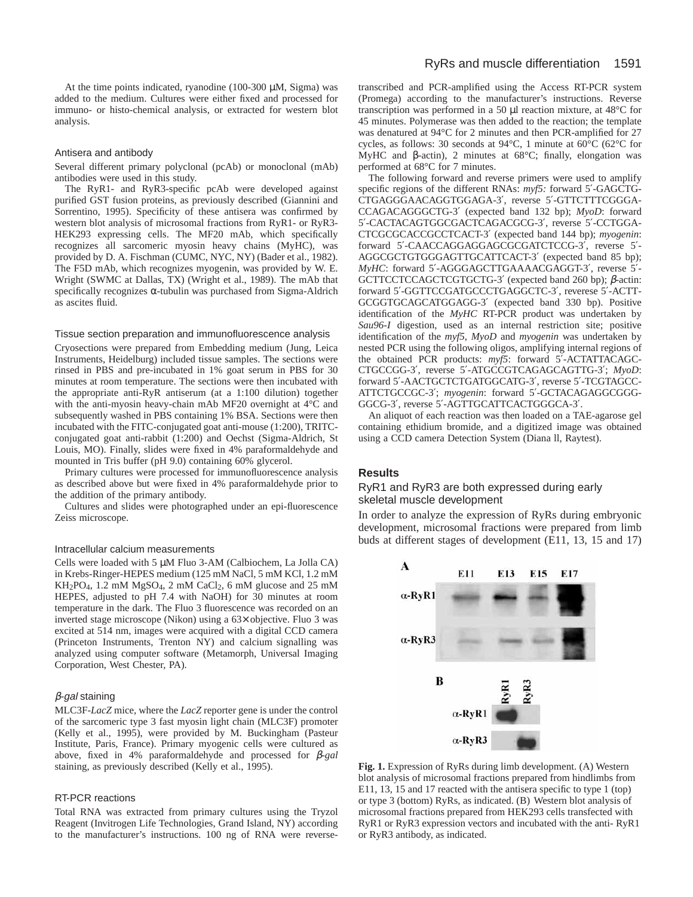At the time points indicated, ryanodine (100-300 μM, Sigma) was added to the medium. Cultures were either fixed and processed for immuno- or histo-chemical analysis, or extracted for western blot analysis.

### Antisera and antibody

Several different primary polyclonal (pcAb) or monoclonal (mAb) antibodies were used in this study.

The RyR1- and RyR3-specific pcAb were developed against purified GST fusion proteins, as previously described (Giannini and Sorrentino, 1995). Specificity of these antisera was confirmed by western blot analysis of microsomal fractions from RyR1- or RyR3-HEK293 expressing cells. The MF20 mAb, which specifically recognizes all sarcomeric myosin heavy chains (MyHC), was provided by D. A. Fischman (CUMC, NYC, NY) (Bader et al., 1982). The F5D mAb, which recognizes myogenin, was provided by W. E. Wright (SWMC at Dallas, TX) (Wright et al., 1989). The mAb that specifically recognizes α-tubulin was purchased from Sigma-Aldrich as ascites fluid.

### Tissue section preparation and immunofluorescence analysis

Cryosections were prepared from Embedding medium (Jung, Leica Instruments, Heidelburg) included tissue samples. The sections were rinsed in PBS and pre-incubated in 1% goat serum in PBS for 30 minutes at room temperature. The sections were then incubated with the appropriate anti-RyR antiserum (at a 1:100 dilution) together with the anti-myosin heavy-chain mAb MF20 overnight at 4°C and subsequently washed in PBS containing 1% BSA. Sections were then incubated with the FITC-conjugated goat anti-mouse (1:200), TRITC-conjugated goat anti-rabbit (1:200) and Oechst (Sigma-Aldrich, St Louis, MO). Finally, slides were fixed in 4% paraformaldehyde and mounted in Tris buffer (pH 9.0) containing 60% glycerol.

Primary cultures were processed for immunofluorescence analysis as described above but were fixed in 4% paraformaldehyde prior to the addition of the primary antibody.

Cultures and slides were photographed under an epi-fluorescence Zeiss microscope.

### Intracellular calcium measurements

Cells were loaded with 5 μM Fluo 3-AM (Calbiochem, La Jolla CA) in Krebs-Ringer-HEPES medium (125 mM NaCl, 5 mM KCl, 1.2 mM $KH_2PO_4$, 1.2 mM $MgSO_4$, 2 mM $CaCl_2$, 6 mM glucose and 25 mM HEPES, adjusted to pH 7.4 with NaOH) for 30 minutes at room temperature in the dark. The Fluo 3 fluorescence was recorded on an inverted stage microscope (Nikon) using a 63× objective. Fluo 3 was excited at 514 nm, images were acquired with a digital CCD camera (Princeton Instruments, Trenton NY) and calcium signalling was analyzed using computer software (Metamorph, Universal Imaging Corporation, West Chester, PA).

### *β-gal* staining

MLC3F-*LacZ* mice, where the *LacZ* reporter gene is under the control of the sarcomeric type 3 fast myosin light chain (MLC3F) promoter (Kelly et al., 1995), were provided by M. Buckingham (Pasteur Institute, Paris, France). Primary myogenic cells were cultured as above, fixed in 4% paraformaldehyde and processed for *β-gal* staining, as previously described (Kelly et al., 1995).

### RT-PCR reactions

Total RNA was extracted from primary cultures using the Tryzol Reagent (Invitrogen Life Technologies, Grand Island, NY) according to the manufacturer's instructions. 100 ng of RNA were reverse-transcribed and PCR-amplified using the Access RT-PCR system (Promega) according to the manufacturer's instructions. Reverse transcription was performed in a 50 μl reaction mixture, at 48°C for 45 minutes. Polymerase was then added to the reaction; the template was denatured at 94°C for 2 minutes and then PCR-amplified for 27 cycles, as follows: 30 seconds at 94°C, 1 minute at 60°C (62°C for MyHC and β-actin), 2 minutes at 68°C; finally, elongation was performed at 68°C for 7 minutes.

The following forward and reverse primers were used to amplify specific regions of the different RNAs: *myf5:* forward 5′-GAGCTG-CTGAGGGAACAGGTGGAGA-3′, reverse 5′-GTTCTTTCGGGA-CCAGACAGGGCTG-3′ (expected band 132 bp); *MyoD*: forward 5′-CACTACAGTGGCGACTCAGACGCG-3′, reverse 5′-CCTGGA-CTCGCGCACCGCCTCACT-3′ (expected band 144 bp); *myogenin*: forward 5′-CAACCAGGAGGAGCGCGATCTCCG-3′, reverse 5′-AGGCGCTGTGGGAGTTGCATTCACT-3′ (expected band 85 bp); *MyHC*: forward 5′-AGGGAGCTTGAAAACGAGGT-3′, reverse 5′-GCTTCCTCCAGCTCGTGCTG-3′ (expected band 260 bp); *β*-actin: forward 5′-GGTTCCGATGCCCTGAGGCTC-3′, reverese 5′-ACTT-GCGGTGCAGCATGGAGG-3′ (expected band 330 bp). Positive identification of the *MyHC* RT-PCR product was undertaken by *Sau96-I* digestion, used as an internal restriction site; positive identification of the *myf5*, *MyoD* and *myogenin* was undertaken by nested PCR using the following oligos, amplifying internal regions of the obtained PCR products: *myf5*: forward 5′-ACTATTACAGC-CTGCCGG-3′, reverse 5′-ATGCCGTCAGAGCAGTTG-3′; *MyoD*: forward 5′-AACTGCTCTGATGGCATG-3′, reverse 5′-TCGTAGCC-ATTCTGCCGC-3′; *myogenin*: forward 5′-GCTACAGAGGCGGG-GGCG-3′, reverse 5′-AGTTGCATTCACTGGGCA-3′.

An aliquot of each reaction was then loaded on a TAE-agarose gel containing ethidium bromide, and a digitized image was obtained using a CCD camera Detection System (Diana ll, Raytest).

## Results

### RyR1 and RyR3 are both expressed during early skeletal muscle development

In order to analyze the expression of RyRs during embryonic development, microsomal fractions were prepared from limb buds at different stages of development (E11, 13, 15 and 17)

**Fig. 1.** Expression of RyRs during limb development. (A) Western blot analysis of microsomal fractions prepared from hindlimbs from E11, 13, 15 and 17 reacted with the antisera specific to type 1 (top) or type 3 (bottom) RyRs, as indicated. (B) Western blot analysis of microsomal fractions prepared from HEK293 cells transfected with RyR1 or RyR3 expression vectors and incubated with the anti- RyR1 or RyR3 antibody, as indicated.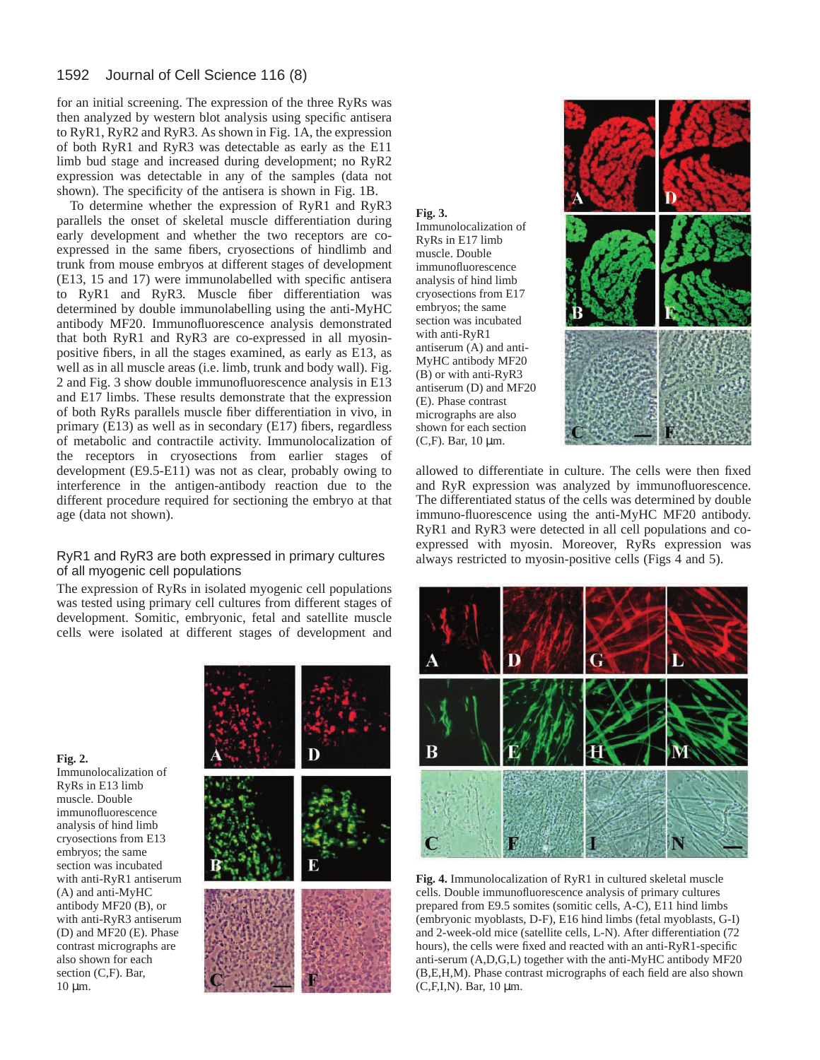for an initial screening. The expression of the three RyRs was then analyzed by western blot analysis using specific antisera to RyR1, RyR2 and RyR3. As shown in Fig. 1A, the expression of both RyR1 and RyR3 was detectable as early as the E11 limb bud stage and increased during development; no RyR2 expression was detectable in any of the samples (data not shown). The specificity of the antisera is shown in Fig. 1B.

To determine whether the expression of RyR1 and RyR3 parallels the onset of skeletal muscle differentiation during early development and whether the two receptors are co-expressed in the same fibers, cryosections of hindlimb and trunk from mouse embryos at different stages of development (E13, 15 and 17) were immunolabelled with specific antisera to RyR1 and RyR3. Muscle fiber differentiation was determined by double immunolabelling using the anti-MyHC antibody MF20. Immunofluorescence analysis demonstrated that both RyR1 and RyR3 are co-expressed in all myosin-positive fibers, in all the stages examined, as early as E13, as well as in all muscle areas (i.e. limb, trunk and body wall). Fig. 2 and Fig. 3 show double immunofluorescence analysis in E13 and E17 limbs. These results demonstrate that the expression of both RyRs parallels muscle fiber differentiation in vivo, in primary (E13) as well as in secondary (E17) fibers, regardless of metabolic and contractile activity. Immunolocalization of the receptors in cryosections from earlier stages of development (E9.5-E11) was not as clear, probably owing to interference in the antigen-antibody reaction due to the different procedure required for sectioning the embryo at that age (data not shown).

**Fig. 3.** Immunolocalization of RyRs in E17 limb muscle. Double immunofluorescence analysis of hind limb cryosections from E17 embryos; the same section was incubated with anti-RyR1 antiserum (A) and anti-MyHC antibody MF20 (B) or with anti-RyR3 antiserum (D) and MF20 (E). Phase contrast micrographs are also shown for each section (C,F). Bar, 10 μm.

### RyR1 and RyR3 are both expressed in primary cultures of all myogenic cell populations

The expression of RyRs in isolated myogenic cell populations was tested using primary cell cultures from different stages of development. Somitic, embryonic, fetal and satellite muscle cells were isolated at different stages of development and allowed to differentiate in culture. The cells were then fixed and RyR expression was analyzed by immunofluorescence. The differentiated status of the cells was determined by double immuno-fluorescence using the anti-MyHC MF20 antibody. RyR1 and RyR3 were detected in all cell populations and co-expressed with myosin. Moreover, RyRs expression was always restricted to myosin-positive cells (Figs 4 and 5).

**Fig. 2.** Immunolocalization of RyRs in E13 limb muscle. Double immunofluorescence analysis of hind limb cryosections from E13 embryos; the same section was incubated with anti-RyR1 antiserum (A) and anti-MyHC antibody MF20 (B), or with anti-RyR3 antiserum (D) and MF20 (E). Phase contrast micrographs are also shown for each section (C,F). Bar, 10 μm.

**Fig. 4.** Immunolocalization of RyR1 in cultured skeletal muscle cells. Double immunofluorescence analysis of primary cultures prepared from E9.5 somites (somitic cells, A-C), E11 hind limbs (embryonic myoblasts, D-F), E16 hind limbs (fetal myoblasts, G-I) and 2-week-old mice (satellite cells, L-N). After differentiation (72 hours), the cells were fixed and reacted with an anti-RyR1-specific anti-serum (A,D,G,L) together with the anti-MyHC antibody MF20 (B,E,H,M). Phase contrast micrographs of each field are also shown (C,F,I,N). Bar, 10 μm.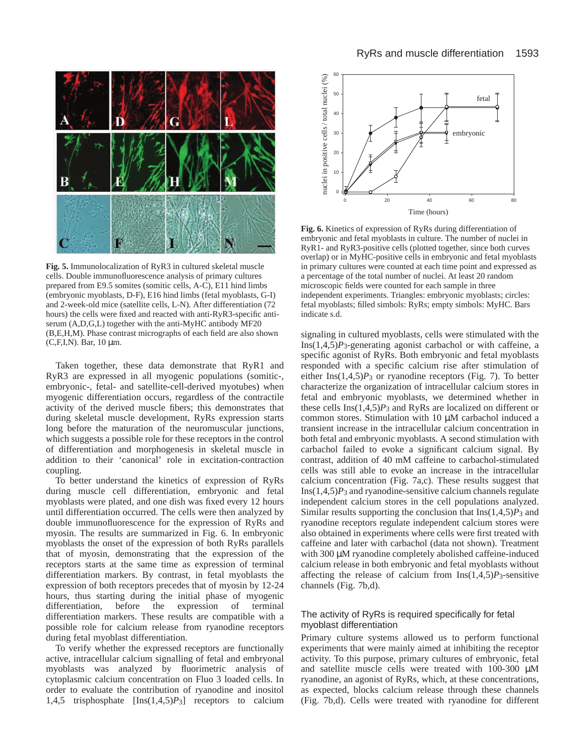Fig. 5. Immunolocalization of RyR3 in cultured skeletal muscle cells. Double immunofluorescence analysis of primary cultures prepared from E9.5 somites (somitic cells, A-C), E11 hind limbs (embryonic myoblasts, D-F), E16 hind limbs (fetal myoblasts, G-I) and 2-week-old mice (satellite cells, L-N). After differentiation (72 hours) the cells were fixed and reacted with anti-RyR3-specific antiserum (A,D,G,L) together with the anti-MyHC antibody MF20 (B,E,H,M). Phase contrast micrographs of each field are also shown (C,F,I,N). Bar, 10 μm.

Taken together, these data demonstrate that RyR1 and RyR3 are expressed in all myogenic populations (somitic-, embryonic-, fetal- and satellite-cell-derived myotubes) when myogenic differentiation occurs, regardless of the contractile activity of the derived muscle fibers; this demonstrates that during skeletal muscle development, RyRs expression starts long before the maturation of the neuromuscular junctions, which suggests a possible role for these receptors in the control of differentiation and morphogenesis in skeletal muscle in addition to their 'canonical' role in excitation-contraction coupling.

To better understand the kinetics of expression of RyRs during muscle cell differentiation, embryonic and fetal myoblasts were plated, and one dish was fixed every 12 hours until differentiation occurred. The cells were then analyzed by double immunofluorescence for the expression of RyRs and myosin. The results are summarized in Fig. 6. In embryonic myoblasts the onset of the expression of both RyRs parallels that of myosin, demonstrating that the expression of the receptors starts at the same time as expression of terminal differentiation markers. By contrast, in fetal myoblasts the expression of both receptors precedes that of myosin by 12-24 hours, thus starting during the initial phase of myogenic differentiation, before the expression of terminal differentiation markers. These results are compatible with a possible role for calcium release from ryanodine receptors during fetal myoblast differentiation.

To verify whether the expressed receptors are functionally active, intracellular calcium signalling of fetal and embryonal myoblasts was analyzed by fluorimetric analysis of cytoplasmic calcium concentration on Fluo 3 loaded cells. In order to evaluate the contribution of ryanodine and inositol 1,4,5 trisphosphate [Ins(1,4,5)$P_3$] receptors to calcium

Fig. 6. Kinetics of expression of RyRs during differentiation of embryonic and fetal myoblasts in culture. The number of nuclei in RyR1- and RyR3-positive cells (plotted together, since both curves overlap) or in MyHC-positive cells in embryonic and fetal myoblasts in primary cultures were counted at each time point and expressed as a percentage of the total number of nuclei. At least 20 random microscopic fields were counted for each sample in three independent experiments. Triangles: embryonic myoblasts; circles: fetal myoblasts; filled simbols: RyRs; empty simbols: MyHC. Bars indicate s.d.

signaling in cultured myoblasts, cells were stimulated with the Ins(1,4,5)$P_3$-generating agonist carbachol or with caffeine, a specific agonist of RyRs. Both embryonic and fetal myoblasts responded with a specific calcium rise after stimulation of either Ins(1,4,5)$P_3$ or ryanodine receptors (Fig. 7). To better characterize the organization of intracellular calcium stores in fetal and embryonic myoblasts, we determined whether in these cells Ins(1,4,5)$P_3$ and RyRs are localized on different or common stores. Stimulation with 10 μM carbachol induced a transient increase in the intracellular calcium concentration in both fetal and embryonic myoblasts. A second stimulation with carbachol failed to evoke a significant calcium signal. By contrast, addition of 40 mM caffeine to carbachol-stimulated cells was still able to evoke an increase in the intracellular calcium concentration (Fig. 7a,c). These results suggest that Ins(1,4,5)$P_3$ and ryanodine-sensitive calcium channels regulate independent calcium stores in the cell populations analyzed. Similar results supporting the conclusion that Ins(1,4,5)$P_3$ and ryanodine receptors regulate independent calcium stores were also obtained in experiments where cells were first treated with caffeine and later with carbachol (data not shown). Treatment with 300 μM ryanodine completely abolished caffeine-induced calcium release in both embryonic and fetal myoblasts without affecting the release of calcium from Ins(1,4,5)$P_3$-sensitive channels (Fig. 7b,d).

## The activity of RyRs is required specifically for fetal myoblast differentiation

Primary culture systems allowed us to perform functional experiments that were mainly aimed at inhibiting the receptor activity. To this purpose, primary cultures of embryonic, fetal and satellite muscle cells were treated with 100-300 μM ryanodine, an agonist of RyRs, which, at these concentrations, as expected, blocks calcium release through these channels (Fig. 7b,d). Cells were treated with ryanodine for different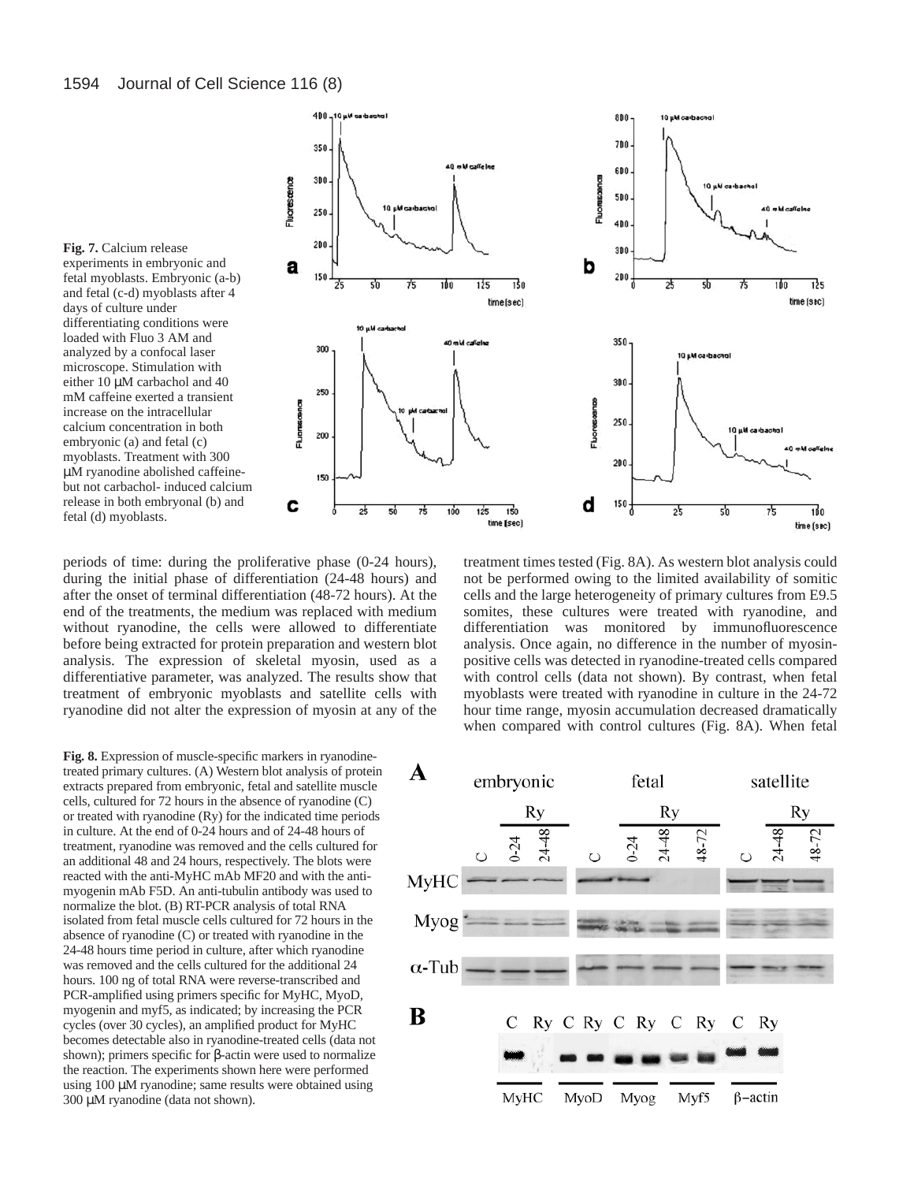**Fig. 7.** Calcium release experiments in embryonic and fetal myoblasts. Embryonic (a-b) and fetal (c-d) myoblasts after 4 days of culture under differentiating conditions were loaded with Fluo 3 AM and analyzed by a confocal laser microscope. Stimulation with either 10 μM carbachol and 40 mM caffeine exerted a transient increase on the intracellular calcium concentration in both embryonic (a) and fetal (c) myoblasts. Treatment with 300 μM ryanodine abolished caffeine- but not carbachol- induced calcium release in both embryonal (b) and fetal (d) myoblasts.

periods of time: during the proliferative phase (0-24 hours), during the initial phase of differentiation (24-48 hours) and after the onset of terminal differentiation (48-72 hours). At the end of the treatments, the medium was replaced with medium without ryanodine, the cells were allowed to differentiate before being extracted for protein preparation and western blot analysis. The expression of skeletal myosin, used as a differentiative parameter, was analyzed. The results show that treatment of embryonic myoblasts and satellite cells with ryanodine did not alter the expression of myosin at any of the treatment times tested (Fig. 8A). As western blot analysis could not be performed owing to the limited availability of somitic cells and the large heterogeneity of primary cultures from E9.5 somites, these cultures were treated with ryanodine, and differentiation was monitored by immunofluorescence analysis. Once again, no difference in the number of myosin-positive cells was detected in ryanodine-treated cells compared with control cells (data not shown). By contrast, when fetal myoblasts were treated with ryanodine in culture in the 24-72 hour time range, myosin accumulation decreased dramatically when compared with control cultures (Fig. 8A). When fetal

**Fig. 8.** Expression of muscle-specific markers in ryanodine-treated primary cultures. (A) Western blot analysis of protein extracts prepared from embryonic, fetal and satellite muscle cells, cultured for 72 hours in the absence of ryanodine (C) or treated with ryanodine (Ry) for the indicated time periods in culture. At the end of 0-24 hours and of 24-48 hours of treatment, ryanodine was removed and the cells cultured for an additional 48 and 24 hours, respectively. The blots were reacted with the anti-MyHC mAb MF20 and with the anti-myogenin mAb F5D. An anti-tubulin antibody was used to normalize the blot. (B) RT-PCR analysis of total RNA isolated from fetal muscle cells cultured for 72 hours in the absence of ryanodine (C) or treated with ryanodine in the 24-48 hours time period in culture, after which ryanodine was removed and the cells cultured for the additional 24 hours. 100 ng of total RNA were reverse-transcribed and PCR-amplified using primers specific for MyHC, MyoD, myogenin and myf5, as indicated; by increasing the PCR cycles (over 30 cycles), an amplified product for MyHC becomes detectable also in ryanodine-treated cells (data not shown); primers specific for β-actin were used to normalize the reaction. The experiments shown here were performed using 100 μM ryanodine; same results were obtained using 300 μM ryanodine (data not shown).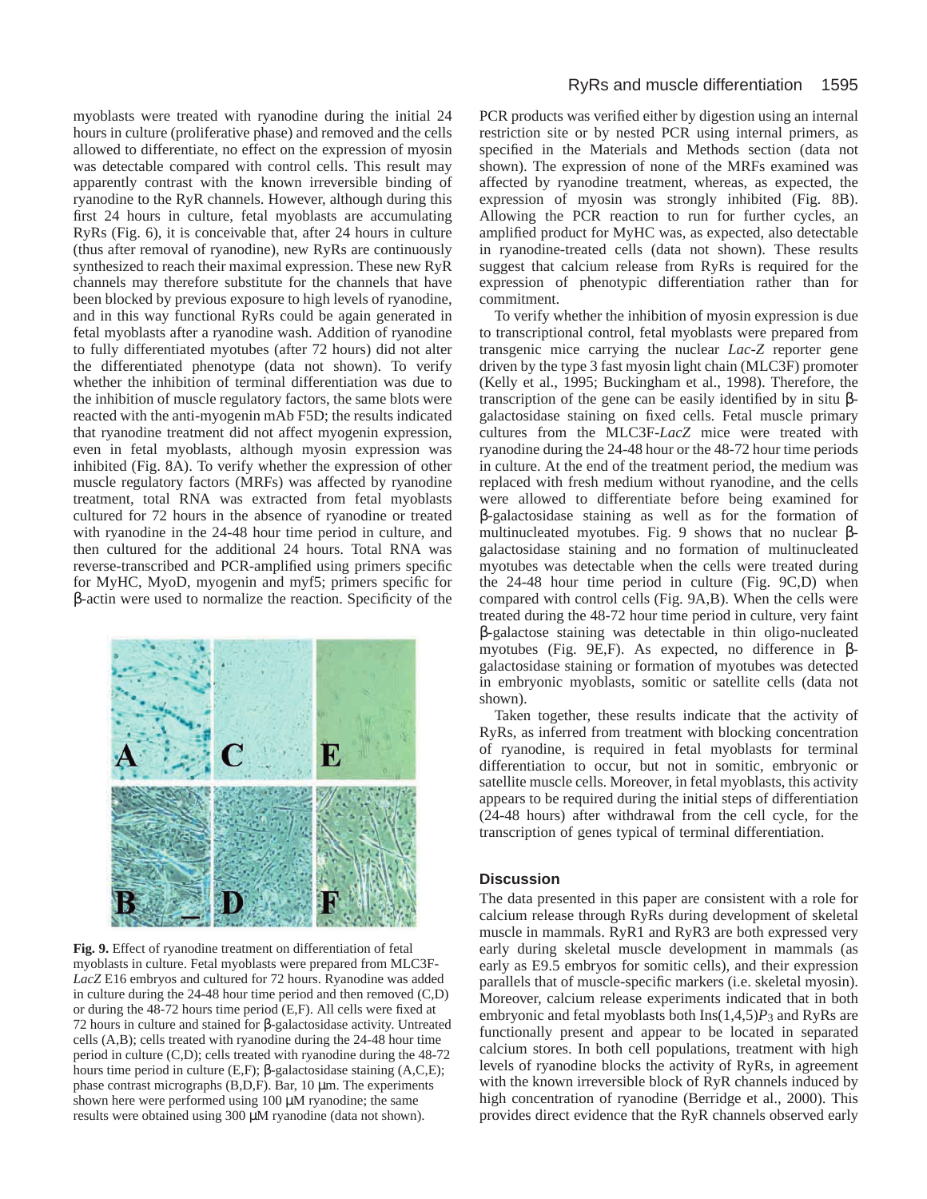myoblasts were treated with ryanodine during the initial 24 hours in culture (proliferative phase) and removed and the cells allowed to differentiate, no effect on the expression of myosin was detectable compared with control cells. This result may apparently contrast with the known irreversible binding of ryanodine to the RyR channels. However, although during this first 24 hours in culture, fetal myoblasts are accumulating RyRs (Fig. 6), it is conceivable that, after 24 hours in culture (thus after removal of ryanodine), new RyRs are continuously synthesized to reach their maximal expression. These new RyR channels may therefore substitute for the channels that have been blocked by previous exposure to high levels of ryanodine, and in this way functional RyRs could be again generated in fetal myoblasts after a ryanodine wash. Addition of ryanodine to fully differentiated myotubes (after 72 hours) did not alter the differentiated phenotype (data not shown). To verify whether the inhibition of terminal differentiation was due to the inhibition of muscle regulatory factors, the same blots were reacted with the anti-myogenin mAb F5D; the results indicated that ryanodine treatment did not affect myogenin expression, even in fetal myoblasts, although myosin expression was inhibited (Fig. 8A). To verify whether the expression of other muscle regulatory factors (MRFs) was affected by ryanodine treatment, total RNA was extracted from fetal myoblasts cultured for 72 hours in the absence of ryanodine or treated with ryanodine in the 24-48 hour time period in culture, and then cultured for the additional 24 hours. Total RNA was reverse-transcribed and PCR-amplified using primers specific for MyHC, MyoD, myogenin and myf5; primers specific for β-actin were used to normalize the reaction. Specificity of the PCR products was verified either by digestion using an internal restriction site or by nested PCR using internal primers, as specified in the Materials and Methods section (data not shown). The expression of none of the MRFs examined was affected by ryanodine treatment, whereas, as expected, the expression of myosin was strongly inhibited (Fig. 8B). Allowing the PCR reaction to run for further cycles, an amplified product for MyHC was, as expected, also detectable in ryanodine-treated cells (data not shown). These results suggest that calcium release from RyRs is required for the expression of phenotypic differentiation rather than for commitment.

To verify whether the inhibition of myosin expression is due to transcriptional control, fetal myoblasts were prepared from transgenic mice carrying the nuclear *Lac-Z* reporter gene driven by the type 3 fast myosin light chain (MLC3F) promoter (Kelly et al., 1995; Buckingham et al., 1998). Therefore, the transcription of the gene can be easily identified by in situ β-galactosidase staining on fixed cells. Fetal muscle primary cultures from the MLC3F-*LacZ* mice were treated with ryanodine during the 24-48 hour or the 48-72 hour time periods in culture. At the end of the treatment period, the medium was replaced with fresh medium without ryanodine, and the cells were allowed to differentiate before being examined for β-galactosidase staining as well as for the formation of multinucleated myotubes. Fig. 9 shows that no nuclear β-galactosidase staining and no formation of multinucleated myotubes was detectable when the cells were treated during the 24-48 hour time period in culture (Fig. 9C,D) when compared with control cells (Fig. 9A,B). When the cells were treated during the 48-72 hour time period in culture, very faint β-galactose staining was detectable in thin oligo-nucleated myotubes (Fig. 9E,F). As expected, no difference in β-galactosidase staining or formation of myotubes was detected in embryonic myoblasts, somitic or satellite cells (data not shown).

Taken together, these results indicate that the activity of RyRs, as inferred from treatment with blocking concentration of ryanodine, is required in fetal myoblasts for terminal differentiation to occur, but not in somitic, embryonic or satellite muscle cells. Moreover, in fetal myoblasts, this activity appears to be required during the initial steps of differentiation (24-48 hours) after withdrawal from the cell cycle, for the transcription of genes typical of terminal differentiation.

**Fig. 9.** Effect of ryanodine treatment on differentiation of fetal myoblasts in culture. Fetal myoblasts were prepared from MLC3F-*LacZ* E16 embryos and cultured for 72 hours. Ryanodine was added in culture during the 24-48 hour time period and then removed (C,D) or during the 48-72 hours time period (E,F). All cells were fixed at 72 hours in culture and stained for β-galactosidase activity. Untreated cells (A,B); cells treated with ryanodine during the 24-48 hour time period in culture (C,D); cells treated with ryanodine during the 48-72 hours time period in culture (E,F); β-galactosidase staining (A,C,E); phase contrast micrographs (B,D,F). Bar, 10 μm. The experiments shown here were performed using 100 μM ryanodine; the same results were obtained using 300 μM ryanodine (data not shown).

## Discussion

The data presented in this paper are consistent with a role for calcium release through RyRs during development of skeletal muscle in mammals. RyR1 and RyR3 are both expressed very early during skeletal muscle development in mammals (as early as E9.5 embryos for somitic cells), and their expression parallels that of muscle-specific markers (i.e. skeletal myosin). Moreover, calcium release experiments indicated that in both embryonic and fetal myoblasts both Ins(1,4,5)$P_3$ and RyRs are functionally present and appear to be located in separated calcium stores. In both cell populations, treatment with high levels of ryanodine blocks the activity of RyRs, in agreement with the known irreversible block of RyR channels induced by high concentration of ryanodine (Berridge et al., 2000). This provides direct evidence that the RyR channels observed early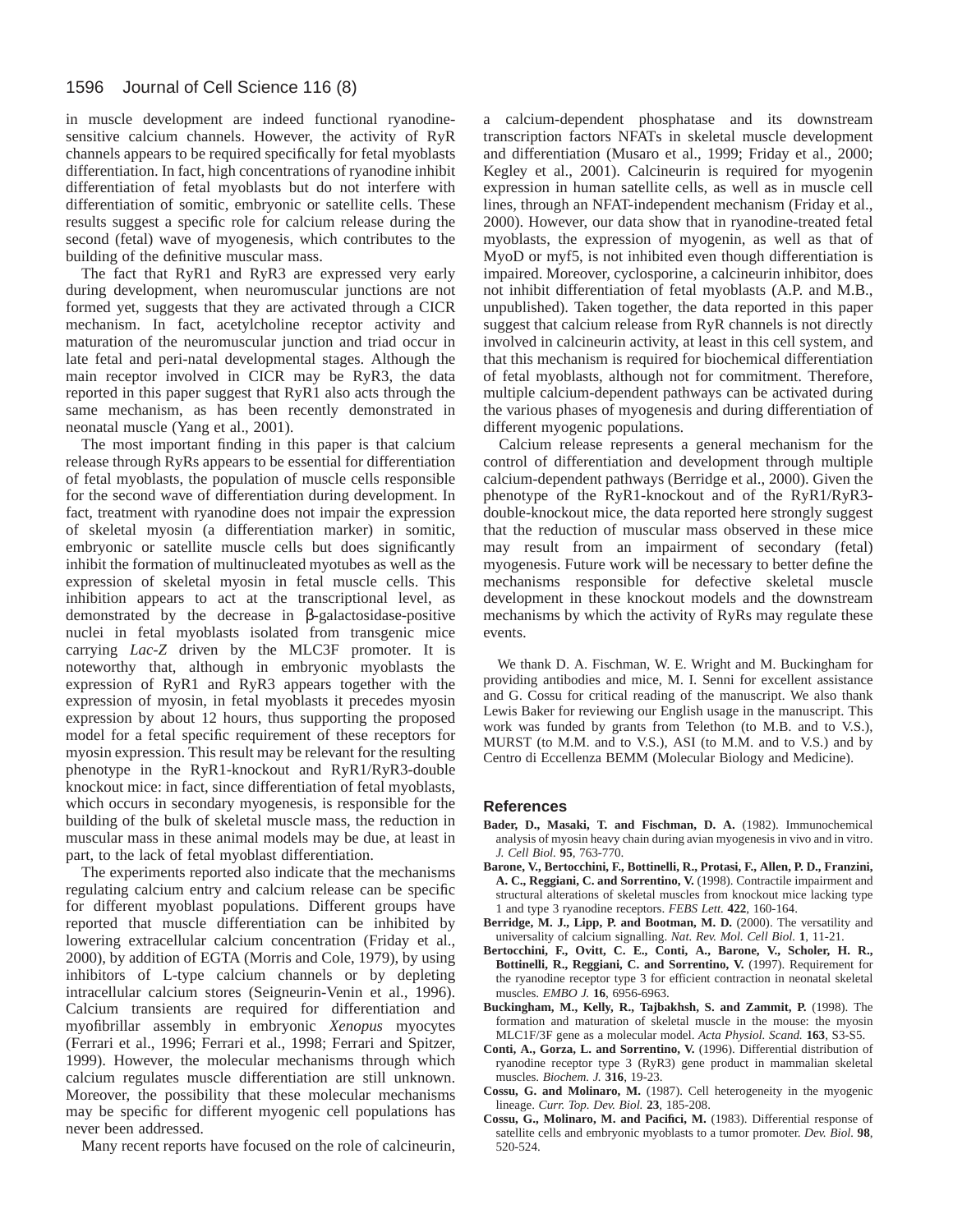in muscle development are indeed functional ryanodine-sensitive calcium channels. However, the activity of RyR channels appears to be required specifically for fetal myoblasts differentiation. In fact, high concentrations of ryanodine inhibit differentiation of fetal myoblasts but do not interfere with differentiation of somitic, embryonic or satellite cells. These results suggest a specific role for calcium release during the second (fetal) wave of myogenesis, which contributes to the building of the definitive muscular mass.

The fact that RyR1 and RyR3 are expressed very early during development, when neuromuscular junctions are not formed yet, suggests that they are activated through a CICR mechanism. In fact, acetylcholine receptor activity and maturation of the neuromuscular junction and triad occur in late fetal and peri-natal developmental stages. Although the main receptor involved in CICR may be RyR3, the data reported in this paper suggest that RyR1 also acts through the same mechanism, as has been recently demonstrated in neonatal muscle (Yang et al., 2001).

The most important finding in this paper is that calcium release through RyRs appears to be essential for differentiation of fetal myoblasts, the population of muscle cells responsible for the second wave of differentiation during development. In fact, treatment with ryanodine does not impair the expression of skeletal myosin (a differentiation marker) in somitic, embryonic or satellite muscle cells but does significantly inhibit the formation of multinucleated myotubes as well as the expression of skeletal myosin in fetal muscle cells. This inhibition appears to act at the transcriptional level, as demonstrated by the decrease in β-galactosidase-positive nuclei in fetal myoblasts isolated from transgenic mice carrying *Lac-Z* driven by the MLC3F promoter. It is noteworthy that, although in embryonic myoblasts the expression of RyR1 and RyR3 appears together with the expression of myosin, in fetal myoblasts it precedes myosin expression by about 12 hours, thus supporting the proposed model for a fetal specific requirement of these receptors for myosin expression. This result may be relevant for the resulting phenotype in the RyR1-knockout and RyR1/RyR3-double knockout mice: in fact, since differentiation of fetal myoblasts, which occurs in secondary myogenesis, is responsible for the building of the bulk of skeletal muscle mass, the reduction in muscular mass in these animal models may be due, at least in part, to the lack of fetal myoblast differentiation.

The experiments reported also indicate that the mechanisms regulating calcium entry and calcium release can be specific for different myoblast populations. Different groups have reported that muscle differentiation can be inhibited by lowering extracellular calcium concentration (Friday et al., 2000), by addition of EGTA (Morris and Cole, 1979), by using inhibitors of L-type calcium channels or by depleting intracellular calcium stores (Seigneurin-Venin et al., 1996). Calcium transients are required for differentiation and myofibrillar assembly in embryonic *Xenopus* myocytes (Ferrari et al., 1996; Ferrari et al., 1998; Ferrari and Spitzer, 1999). However, the molecular mechanisms through which calcium regulates muscle differentiation are still unknown. Moreover, the possibility that these molecular mechanisms may be specific for different myogenic cell populations has never been addressed.

Many recent reports have focused on the role of calcineurin, a calcium-dependent phosphatase and its downstream transcription factors NFATs in skeletal muscle development and differentiation (Musaro et al., 1999; Friday et al., 2000; Kegley et al., 2001). Calcineurin is required for myogenin expression in human satellite cells, as well as in muscle cell lines, through an NFAT-independent mechanism (Friday et al., 2000). However, our data show that in ryanodine-treated fetal myoblasts, the expression of myogenin, as well as that of MyoD or myf5, is not inhibited even though differentiation is impaired. Moreover, cyclosporine, a calcineurin inhibitor, does not inhibit differentiation of fetal myoblasts (A.P. and M.B., unpublished). Taken together, the data reported in this paper suggest that calcium release from RyR channels is not directly involved in calcineurin activity, at least in this cell system, and that this mechanism is required for biochemical differentiation of fetal myoblasts, although not for commitment. Therefore, multiple calcium-dependent pathways can be activated during the various phases of myogenesis and during differentiation of different myogenic populations.

Calcium release represents a general mechanism for the control of differentiation and development through multiple calcium-dependent pathways (Berridge et al., 2000). Given the phenotype of the RyR1-knockout and of the RyR1/RyR3-double-knockout mice, the data reported here strongly suggest that the reduction of muscular mass observed in these mice may result from an impairment of secondary (fetal) myogenesis. Future work will be necessary to better define the mechanisms responsible for defective skeletal muscle development in these knockout models and the downstream mechanisms by which the activity of RyRs may regulate these events.

We thank D. A. Fischman, W. E. Wright and M. Buckingham for providing antibodies and mice, M. I. Senni for excellent assistance and G. Cossu for critical reading of the manuscript. We also thank Lewis Baker for reviewing our English usage in the manuscript. This work was funded by grants from Telethon (to M.B. and to V.S.), MURST (to M.M. and to V.S.), ASI (to M.M. and to V.S.) and by Centro di Eccellenza BEMM (Molecular Biology and Medicine).

## References

**Bader, D., Masaki, T. and Fischman, D. A.** (1982). Immunochemical analysis of myosin heavy chain during avian myogenesis in vivo and in vitro. *J. Cell Biol.* **95**, 763-770.

**Barone, V., Bertocchini, F., Bottinelli, R., Protasi, F., Allen, P. D., Franzini, A. C., Reggiani, C. and Sorrentino, V.** (1998). Contractile impairment and structural alterations of skeletal muscles from knockout mice lacking type 1 and type 3 ryanodine receptors. *FEBS Lett.* **422**, 160-164.

**Berridge, M. J., Lipp, P. and Bootman, M. D.** (2000). The versatility and universality of calcium signalling. *Nat. Rev. Mol. Cell Biol.* **1**, 11-21.

**Bertocchini, F., Ovitt, C. E., Conti, A., Barone, V., Scholer, H. R., Bottinelli, R., Reggiani, C. and Sorrentino, V.** (1997). Requirement for the ryanodine receptor type 3 for efficient contraction in neonatal skeletal muscles. *EMBO J.* **16**, 6956-6963.

**Buckingham, M., Kelly, R., Tajbakhsh, S. and Zammit, P.** (1998). The formation and maturation of skeletal muscle in the mouse: the myosin MLC1F/3F gene as a molecular model. *Acta Physiol. Scand.* **163**, S3-S5.

**Conti, A., Gorza, L. and Sorrentino, V.** (1996). Differential distribution of ryanodine receptor type 3 (RyR3) gene product in mammalian skeletal muscles. *Biochem. J.* **316**, 19-23.

**Cossu, G. and Molinaro, M.** (1987). Cell heterogeneity in the myogenic lineage. *Curr. Top. Dev. Biol.* **23**, 185-208.

**Cossu, G., Molinaro, M. and Pacifici, M.** (1983). Differential response of satellite cells and embryonic myoblasts to a tumor promoter. *Dev. Biol.* **98**, 520-524.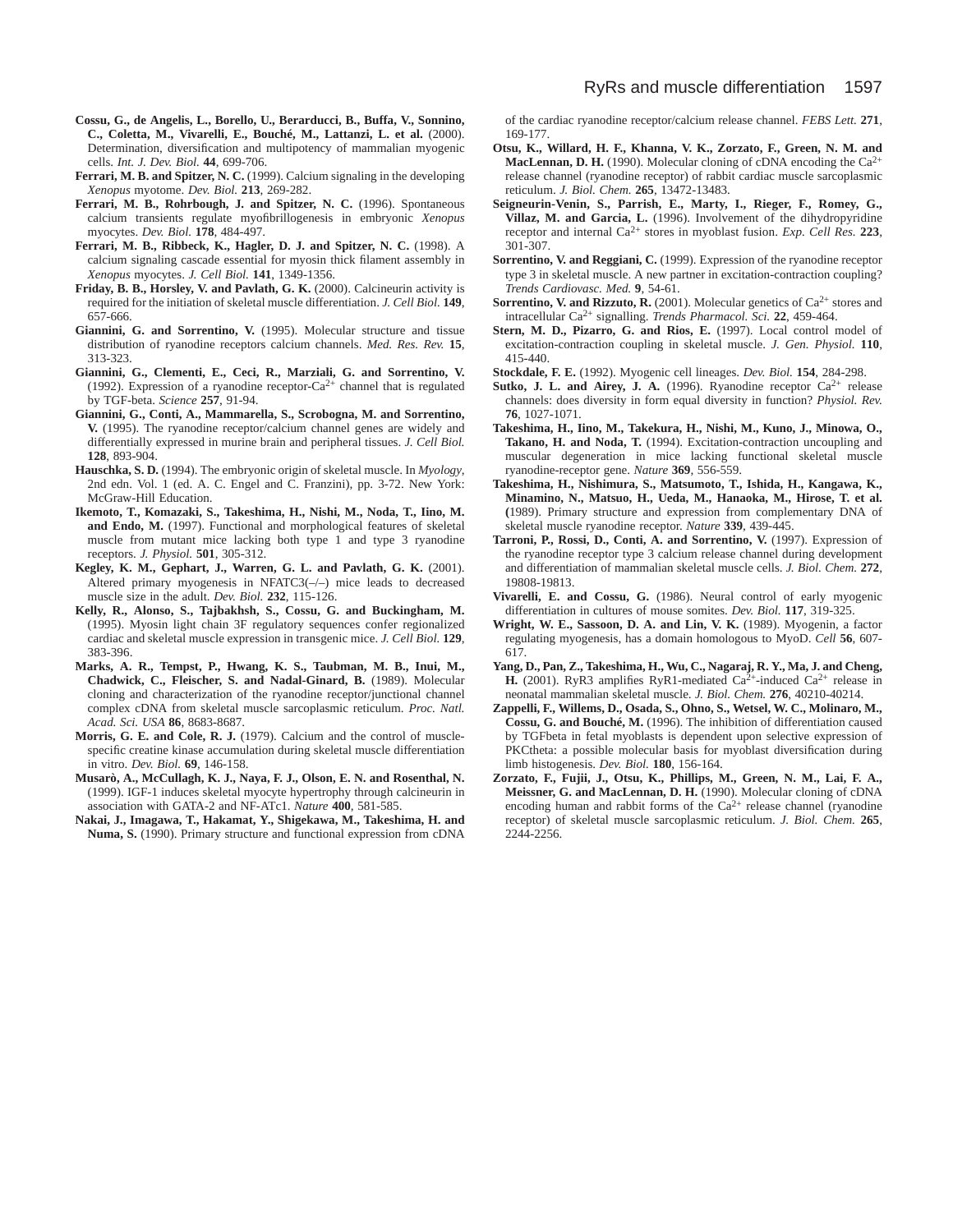**Cossu, G., de Angelis, L., Borello, U., Berarducci, B., Buffa, V., Sonnino, C., Coletta, M., Vivarelli, E., Bouché, M., Lattanzi, L. et al.** (2000). Determination, diversification and multipotency of mammalian myogenic cells. *Int. J. Dev. Biol.* **44**, 699-706.

**Ferrari, M. B. and Spitzer, N. C.** (1999). Calcium signaling in the developing *Xenopus* myotome. *Dev. Biol.* **213**, 269-282.

**Ferrari, M. B., Rohrbough, J. and Spitzer, N. C.** (1996). Spontaneous calcium transients regulate myofibrillogenesis in embryonic *Xenopus* myocytes. *Dev. Biol.* **178**, 484-497.

**Ferrari, M. B., Ribbeck, K., Hagler, D. J. and Spitzer, N. C.** (1998). A calcium signaling cascade essential for myosin thick filament assembly in *Xenopus* myocytes. *J. Cell Biol.* **141**, 1349-1356.

**Friday, B. B., Horsley, V. and Pavlath, G. K.** (2000). Calcineurin activity is required for the initiation of skeletal muscle differentiation. *J. Cell Biol.* **149**, 657-666.

**Giannini, G. and Sorrentino, V.** (1995). Molecular structure and tissue distribution of ryanodine receptors calcium channels. *Med. Res. Rev.* **15**, 313-323.

**Giannini, G., Clementi, E., Ceci, R., Marziali, G. and Sorrentino, V.** (1992). Expression of a ryanodine receptor-$Ca^{2+}$ channel that is regulated by TGF-beta. *Science* **257**, 91-94.

**Giannini, G., Conti, A., Mammarella, S., Scrobogna, M. and Sorrentino, V.** (1995). The ryanodine receptor/calcium channel genes are widely and differentially expressed in murine brain and peripheral tissues. *J. Cell Biol.* **128**, 893-904.

**Hauschka, S. D.** (1994). The embryonic origin of skeletal muscle. In *Myology*, 2nd edn. Vol. 1 (ed. A. C. Engel and C. Franzini), pp. 3-72. New York: McGraw-Hill Education.

**Ikemoto, T., Komazaki, S., Takeshima, H., Nishi, M., Noda, T., Iino, M. and Endo, M.** (1997). Functional and morphological features of skeletal muscle from mutant mice lacking both type 1 and type 3 ryanodine receptors. *J. Physiol.* **501**, 305-312.

**Kegley, K. M., Gephart, J., Warren, G. L. and Pavlath, G. K.** (2001). Altered primary myogenesis in NFATC3(–/–) mice leads to decreased muscle size in the adult. *Dev. Biol.* **232**, 115-126.

**Kelly, R., Alonso, S., Tajbakhsh, S., Cossu, G. and Buckingham, M.** (1995). Myosin light chain 3F regulatory sequences confer regionalized cardiac and skeletal muscle expression in transgenic mice. *J. Cell Biol.* **129**, 383-396.

**Marks, A. R., Tempst, P., Hwang, K. S., Taubman, M. B., Inui, M., Chadwick, C., Fleischer, S. and Nadal-Ginard, B.** (1989). Molecular cloning and characterization of the ryanodine receptor/junctional channel complex cDNA from skeletal muscle sarcoplasmic reticulum. *Proc. Natl. Acad. Sci. USA* **86**, 8683-8687.

**Morris, G. E. and Cole, R. J.** (1979). Calcium and the control of muscle-specific creatine kinase accumulation during skeletal muscle differentiation in vitro. *Dev. Biol.* **69**, 146-158.

**Musarò, A., McCullagh, K. J., Naya, F. J., Olson, E. N. and Rosenthal, N.** (1999). IGF-1 induces skeletal myocyte hypertrophy through calcineurin in association with GATA-2 and NF-ATc1. *Nature* **400**, 581-585.

**Nakai, J., Imagawa, T., Hakamat, Y., Shigekawa, M., Takeshima, H. and Numa, S.** (1990). Primary structure and functional expression from cDNA of the cardiac ryanodine receptor/calcium release channel. *FEBS Lett.* **271**, 169-177.

**Otsu, K., Willard, H. F., Khanna, V. K., Zorzato, F., Green, N. M. and MacLennan, D. H.** (1990). Molecular cloning of cDNA encoding the $Ca^{2+}$ release channel (ryanodine receptor) of rabbit cardiac muscle sarcoplasmic reticulum. *J. Biol. Chem.* **265**, 13472-13483.

**Seigneurin-Venin, S., Parrish, E., Marty, I., Rieger, F., Romey, G., Villaz, M. and Garcia, L.** (1996). Involvement of the dihydropyridine receptor and internal $Ca^{2+}$ stores in myoblast fusion. *Exp. Cell Res.* **223**, 301-307.

**Sorrentino, V. and Reggiani, C.** (1999). Expression of the ryanodine receptor type 3 in skeletal muscle. A new partner in excitation-contraction coupling? *Trends Cardiovasc. Med.* **9**, 54-61.

**Sorrentino, V. and Rizzuto, R.** (2001). Molecular genetics of $Ca^{2+}$ stores and intracellular $Ca^{2+}$ signalling. *Trends Pharmacol. Sci.* **22**, 459-464.

**Stern, M. D., Pizarro, G. and Rios, E.** (1997). Local control model of excitation-contraction coupling in skeletal muscle. *J. Gen. Physiol.* **110**, 415-440.

**Stockdale, F. E.** (1992). Myogenic cell lineages. *Dev. Biol.* **154**, 284-298.

**Sutko, J. L. and Airey, J. A.** (1996). Ryanodine receptor $Ca^{2+}$ release channels: does diversity in form equal diversity in function? *Physiol. Rev.* **76**, 1027-1071.

**Takeshima, H., Iino, M., Takekura, H., Nishi, M., Kuno, J., Minowa, O., Takano, H. and Noda, T.** (1994). Excitation-contraction uncoupling and muscular degeneration in mice lacking functional skeletal muscle ryanodine-receptor gene. *Nature* **369**, 556-559.

**Takeshima, H., Nishimura, S., Matsumoto, T., Ishida, H., Kangawa, K., Minamino, N., Matsuo, H., Ueda, M., Hanaoka, M., Hirose, T. et al. (**1989). Primary structure and expression from complementary DNA of skeletal muscle ryanodine receptor. *Nature* **339**, 439-445.

**Tarroni, P., Rossi, D., Conti, A. and Sorrentino, V.** (1997). Expression of the ryanodine receptor type 3 calcium release channel during development and differentiation of mammalian skeletal muscle cells. *J. Biol. Chem.* **272**, 19808-19813.

**Vivarelli, E. and Cossu, G.** (1986). Neural control of early myogenic differentiation in cultures of mouse somites. *Dev. Biol.* **117**, 319-325.

**Wright, W. E., Sassoon, D. A. and Lin, V. K.** (1989). Myogenin, a factor regulating myogenesis, has a domain homologous to MyoD. *Cell* **56**, 607-617.

**Yang, D., Pan, Z., Takeshima, H., Wu, C., Nagaraj, R. Y., Ma, J. and Cheng, H.** (2001). RyR3 amplifies RyR1-mediated $Ca^{2+}$-induced $Ca^{2+}$ release in neonatal mammalian skeletal muscle. *J. Biol. Chem.* **276**, 40210-40214.

**Zappelli, F., Willems, D., Osada, S., Ohno, S., Wetsel, W. C., Molinaro, M., Cossu, G. and Bouché, M.** (1996). The inhibition of differentiation caused by TGFbeta in fetal myoblasts is dependent upon selective expression of PKCtheta: a possible molecular basis for myoblast diversification during limb histogenesis. *Dev. Biol.* **180**, 156-164.

**Zorzato, F., Fujii, J., Otsu, K., Phillips, M., Green, N. M., Lai, F. A., Meissner, G. and MacLennan, D. H.** (1990). Molecular cloning of cDNA encoding human and rabbit forms of the $Ca^{2+}$ release channel (ryanodine receptor) of skeletal muscle sarcoplasmic reticulum. *J. Biol. Chem.* **265**, 2244-2256.